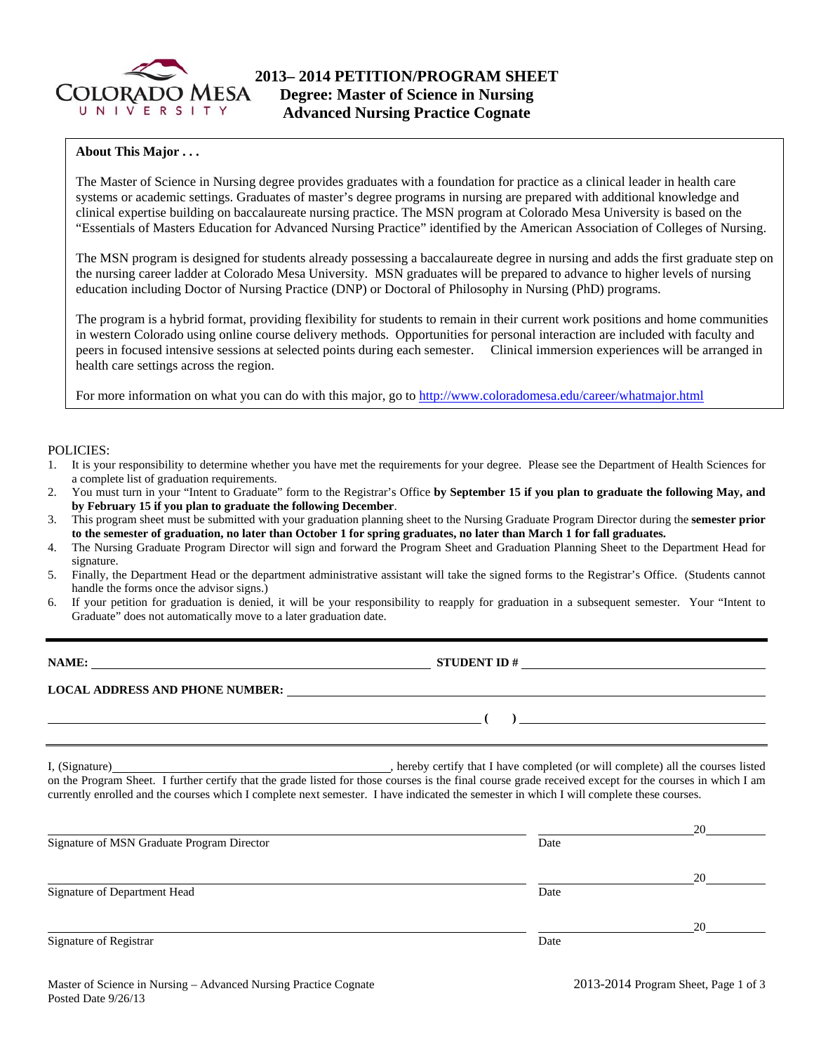# 2013– 2014 PETITION/PROGRAM SHEET
## Degree: Master of Science in Nursing
## Advanced Nursing Practice Cognate

**About This Major . . .**

The Master of Science in Nursing degree provides graduates with a foundation for practice as a clinical leader in health care systems or academic settings. Graduates of master's degree programs in nursing are prepared with additional knowledge and clinical expertise building on baccalaureate nursing practice. The MSN program at Colorado Mesa University is based on the "Essentials of Masters Education for Advanced Nursing Practice" identified by the American Association of Colleges of Nursing.

The MSN program is designed for students already possessing a baccalaureate degree in nursing and adds the first graduate step on the nursing career ladder at Colorado Mesa University. MSN graduates will be prepared to advance to higher levels of nursing education including Doctor of Nursing Practice (DNP) or Doctoral of Philosophy in Nursing (PhD) programs.

The program is a hybrid format, providing flexibility for students to remain in their current work positions and home communities in western Colorado using online course delivery methods. Opportunities for personal interaction are included with faculty and peers in focused intensive sessions at selected points during each semester. Clinical immersion experiences will be arranged in health care settings across the region.

For more information on what you can do with this major, go to http://www.coloradomesa.edu/career/whatmajor.html

POLICIES:

1. It is your responsibility to determine whether you have met the requirements for your degree. Please see the Department of Health Sciences for a complete list of graduation requirements.
2. You must turn in your "Intent to Graduate" form to the Registrar's Office **by September 15 if you plan to graduate the following May, and by February 15 if you plan to graduate the following December**.
3. This program sheet must be submitted with your graduation planning sheet to the Nursing Graduate Program Director during the **semester prior to the semester of graduation, no later than October 1 for spring graduates, no later than March 1 for fall graduates.**
4. The Nursing Graduate Program Director will sign and forward the Program Sheet and Graduation Planning Sheet to the Department Head for signature.
5. Finally, the Department Head or the department administrative assistant will take the signed forms to the Registrar's Office. (Students cannot handle the forms once the advisor signs.)
6. If your petition for graduation is denied, it will be your responsibility to reapply for graduation in a subsequent semester. Your "Intent to Graduate" does not automatically move to a later graduation date.

---

**NAME:** ______________________________ **STUDENT ID #** ______________________________

**LOCAL ADDRESS AND PHONE NUMBER:** ______________________________

______________________________ **( )** ______________________________

---

I, (Signature) ______________________________, hereby certify that I have completed (or will complete) all the courses listed on the Program Sheet. I further certify that the grade listed for those courses is the final course grade received except for the courses in which I am currently enrolled and the courses which I complete next semester. I have indicated the semester in which I will complete these courses.

______________________________ ______________ 20______
Signature of MSN Graduate Program Director Date

______________________________ ______________ 20______
Signature of Department Head Date

______________________________ ______________ 20______
Signature of Registrar Date

Master of Science in Nursing – Advanced Nursing Practice Cognate
Posted Date 9/26/13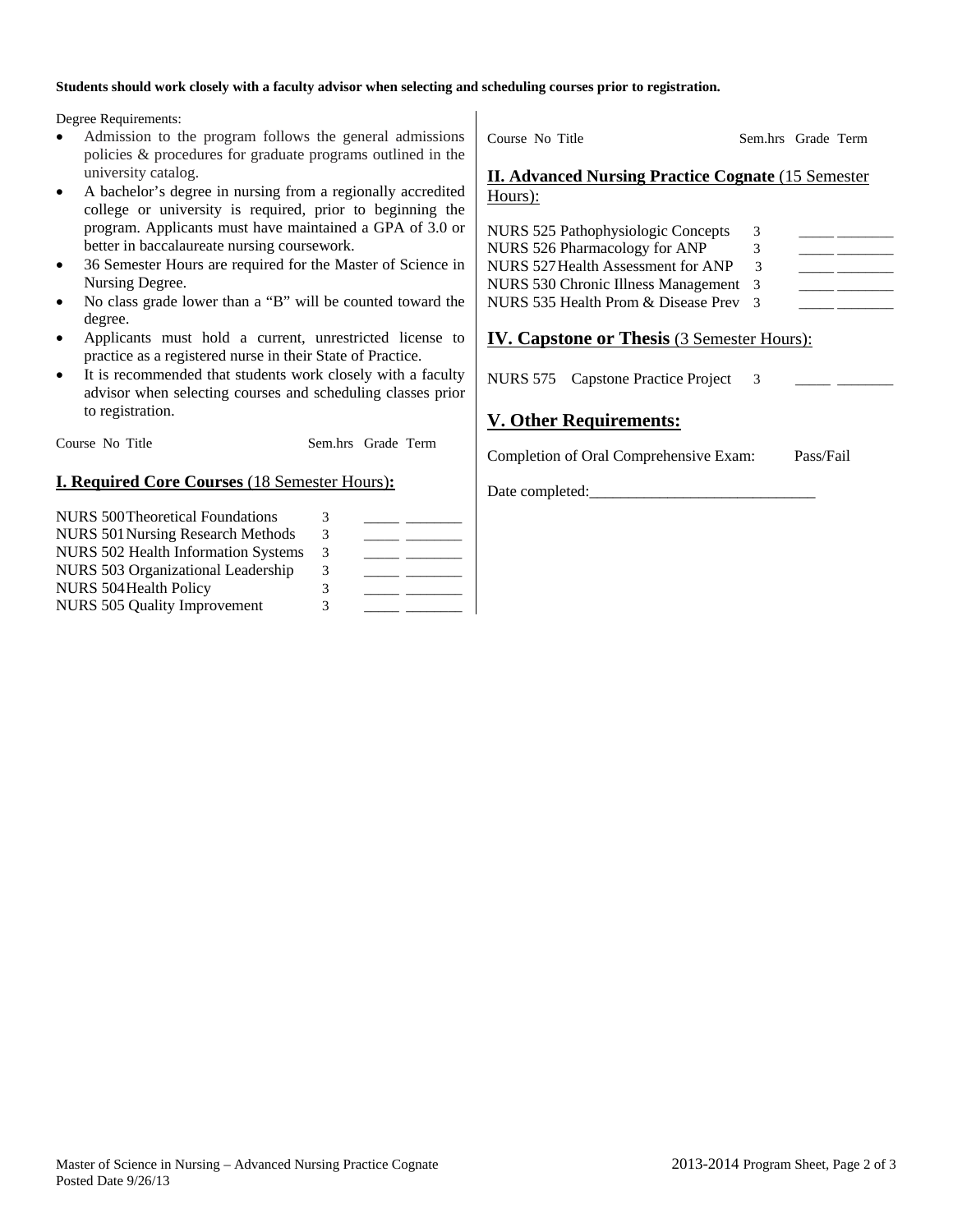**Students should work closely with a faculty advisor when selecting and scheduling courses prior to registration.**

Degree Requirements:

- Admission to the program follows the general admissions policies & procedures for graduate programs outlined in the university catalog.
- A bachelor's degree in nursing from a regionally accredited college or university is required, prior to beginning the program. Applicants must have maintained a GPA of 3.0 or better in baccalaureate nursing coursework.
- 36 Semester Hours are required for the Master of Science in Nursing Degree.
- No class grade lower than a "B" will be counted toward the degree.
- Applicants must hold a current, unrestricted license to practice as a registered nurse in their State of Practice.
- It is recommended that students work closely with a faculty advisor when selecting courses and scheduling classes prior to registration.

## I. Required Core Courses (18 Semester Hours):

| Course No | Title | Sem.hrs | Grade | Term |
|---|---|---|---|---|
| NURS 500 | Theoretical Foundations | 3 | _____ | _______ |
| NURS 501 | Nursing Research Methods | 3 | _____ | _______ |
| NURS 502 | Health Information Systems | 3 | _____ | _______ |
| NURS 503 | Organizational Leadership | 3 | _____ | _______ |
| NURS 504 | Health Policy | 3 | _____ | _______ |
| NURS 505 | Quality Improvement | 3 | _____ | _______ |

## II. Advanced Nursing Practice Cognate (15 Semester Hours):

| Course No | Title | Sem.hrs | Grade | Term |
|---|---|---|---|---|
| NURS 525 | Pathophysiologic Concepts | 3 | _____ | _______ |
| NURS 526 | Pharmacology for ANP | 3 | _____ | _______ |
| NURS 527 | Health Assessment for ANP | 3 | _____ | _______ |
| NURS 530 | Chronic Illness Management | 3 | _____ | _______ |
| NURS 535 | Health Prom & Disease Prev | 3 | _____ | _______ |

## IV. Capstone or Thesis (3 Semester Hours):

| Course No | Title | Sem.hrs | Grade | Term |
|---|---|---|---|---|
| NURS 575 | Capstone Practice Project | 3 | _____ | _______ |

## V. Other Requirements:

Completion of Oral Comprehensive Exam: Pass/Fail

Date completed:_____________________________

Master of Science in Nursing – Advanced Nursing Practice Cognate
Posted Date 9/26/13

2013-2014 Program Sheet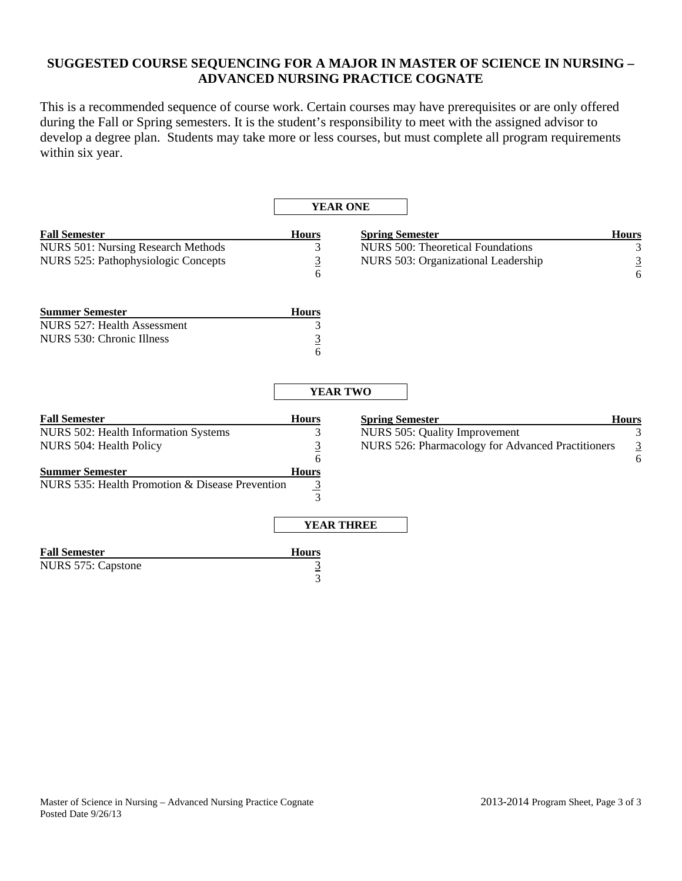# SUGGESTED COURSE SEQUENCING FOR A MAJOR IN MASTER OF SCIENCE IN NURSING – ADVANCED NURSING PRACTICE COGNATE

This is a recommended sequence of course work. Certain courses may have prerequisites or are only offered during the Fall or Spring semesters. It is the student's responsibility to meet with the assigned advisor to develop a degree plan. Students may take more or less courses, but must complete all program requirements within six year.

## YEAR ONE

| Fall Semester | Hours |
|---|---|
| NURS 501: Nursing Research Methods | 3 |
| NURS 525: Pathophysiologic Concepts | 3 |
| | 6 |

| Spring Semester | Hours |
|---|---|
| NURS 500: Theoretical Foundations | 3 |
| NURS 503: Organizational Leadership | 3 |
| | 6 |

| Summer Semester | Hours |
|---|---|
| NURS 527: Health Assessment | 3 |
| NURS 530: Chronic Illness | 3 |
| | 6 |

## YEAR TWO

| Fall Semester | Hours |
|---|---|
| NURS 502: Health Information Systems | 3 |
| NURS 504: Health Policy | 3 |
| | 6 |

| Spring Semester | Hours |
|---|---|
| NURS 505: Quality Improvement | 3 |
| NURS 526: Pharmacology for Advanced Practitioners | 3 |
| | 6 |

| Summer Semester | Hours |
|---|---|
| NURS 535: Health Promotion & Disease Prevention | 3 |
| | 3 |

## YEAR THREE

| Fall Semester | Hours |
|---|---|
| NURS 575: Capstone | 3 |
| | 3 |

Master of Science in Nursing – Advanced Nursing Practice Cognate
Posted Date 9/26/13
2013-2014 Program Sheet